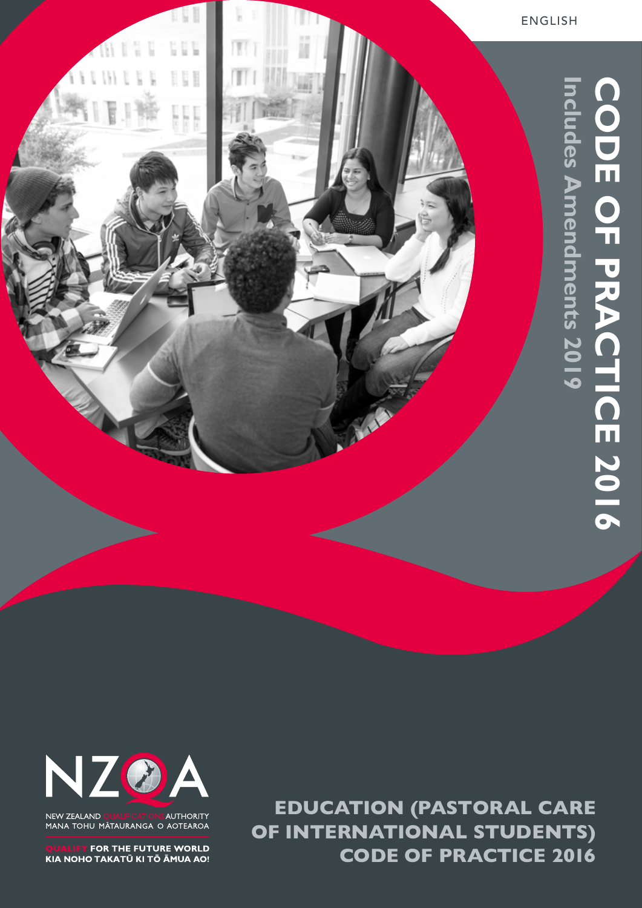ENGLISH

# CODE OF PRACTICE 2016

Includes Amendments 2019

NZQA

NEW ZEALAND QUALIFICATIONS AUTHORITY
MANA TOHU MĀTAURANGA O AOTEAROA

QUALIFY FOR THE FUTURE WORLD
KIA NOHO TAKATŪ KI TŌ ĀMUA AO!

## EDUCATION (PASTORAL CARE OF INTERNATIONAL STUDENTS) CODE OF PRACTICE 2016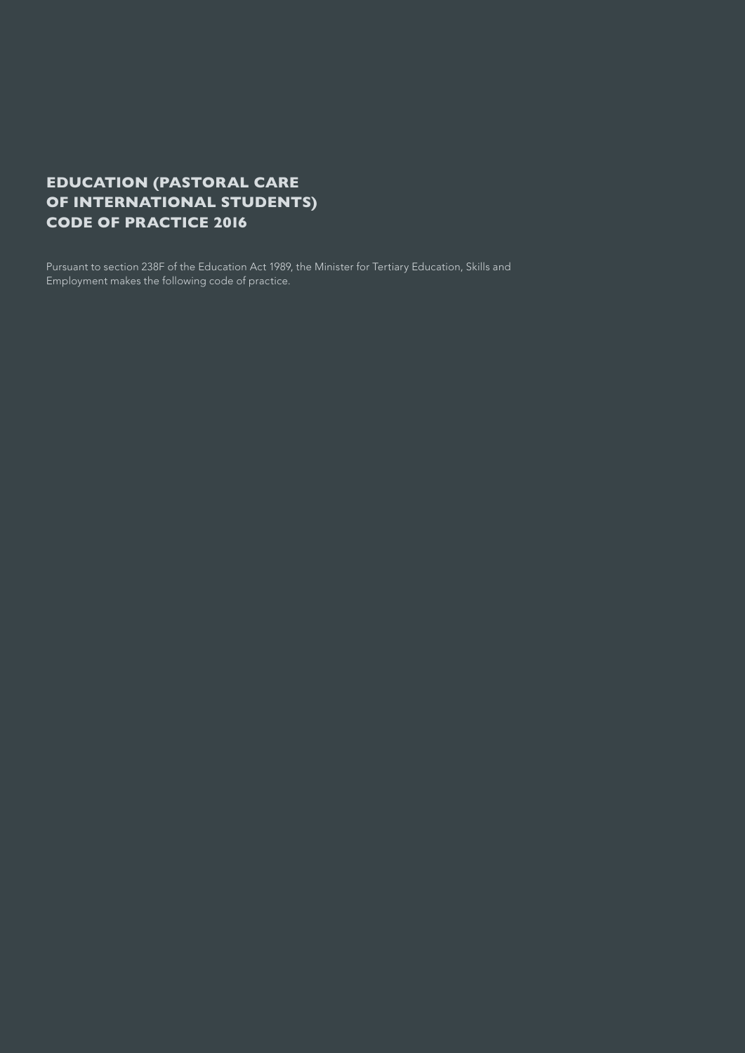# EDUCATION (PASTORAL CARE OF INTERNATIONAL STUDENTS) CODE OF PRACTICE 2016

Pursuant to section 238F of the Education Act 1989, the Minister for Tertiary Education, Skills and Employment makes the following code of practice.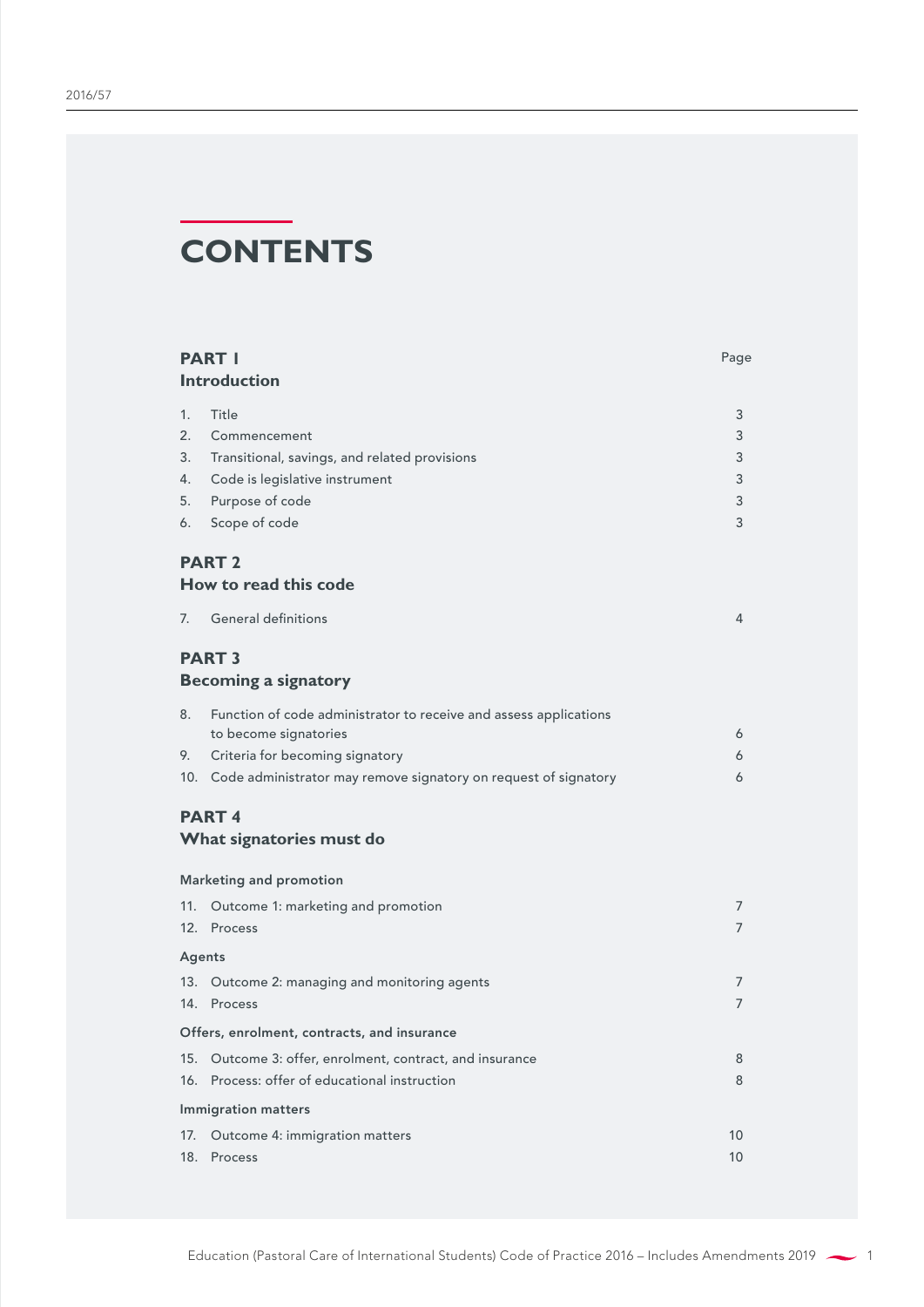# CONTENTS

| | Page |
|---|---|
| **PART 1**<br>**Introduction** | |
| 1. Title | 3 |
| 2. Commencement | 3 |
| 3. Transitional, savings, and related provisions | 3 |
| 4. Code is legislative instrument | 3 |
| 5. Purpose of code | 3 |
| 6. Scope of code | 3 |
| **PART 2**<br>**How to read this code** | |
| 7. General definitions | 4 |
| **PART 3**<br>**Becoming a signatory** | |
| 8. Function of code administrator to receive and assess applications to become signatories | 6 |
| 9. Criteria for becoming signatory | 6 |
| 10. Code administrator may remove signatory on request of signatory | 6 |
| **PART 4**<br>**What signatories must do** | |
| **Marketing and promotion** | |
| 11. Outcome 1: marketing and promotion | 7 |
| 12. Process | 7 |
| **Agents** | |
| 13. Outcome 2: managing and monitoring agents | 7 |
| 14. Process | 7 |
| **Offers, enrolment, contracts, and insurance** | |
| 15. Outcome 3: offer, enrolment, contract, and insurance | 8 |
| 16. Process: offer of educational instruction | 8 |
| **Immigration matters** | |
| 17. Outcome 4: immigration matters | 10 |
| 18. Process | 10 |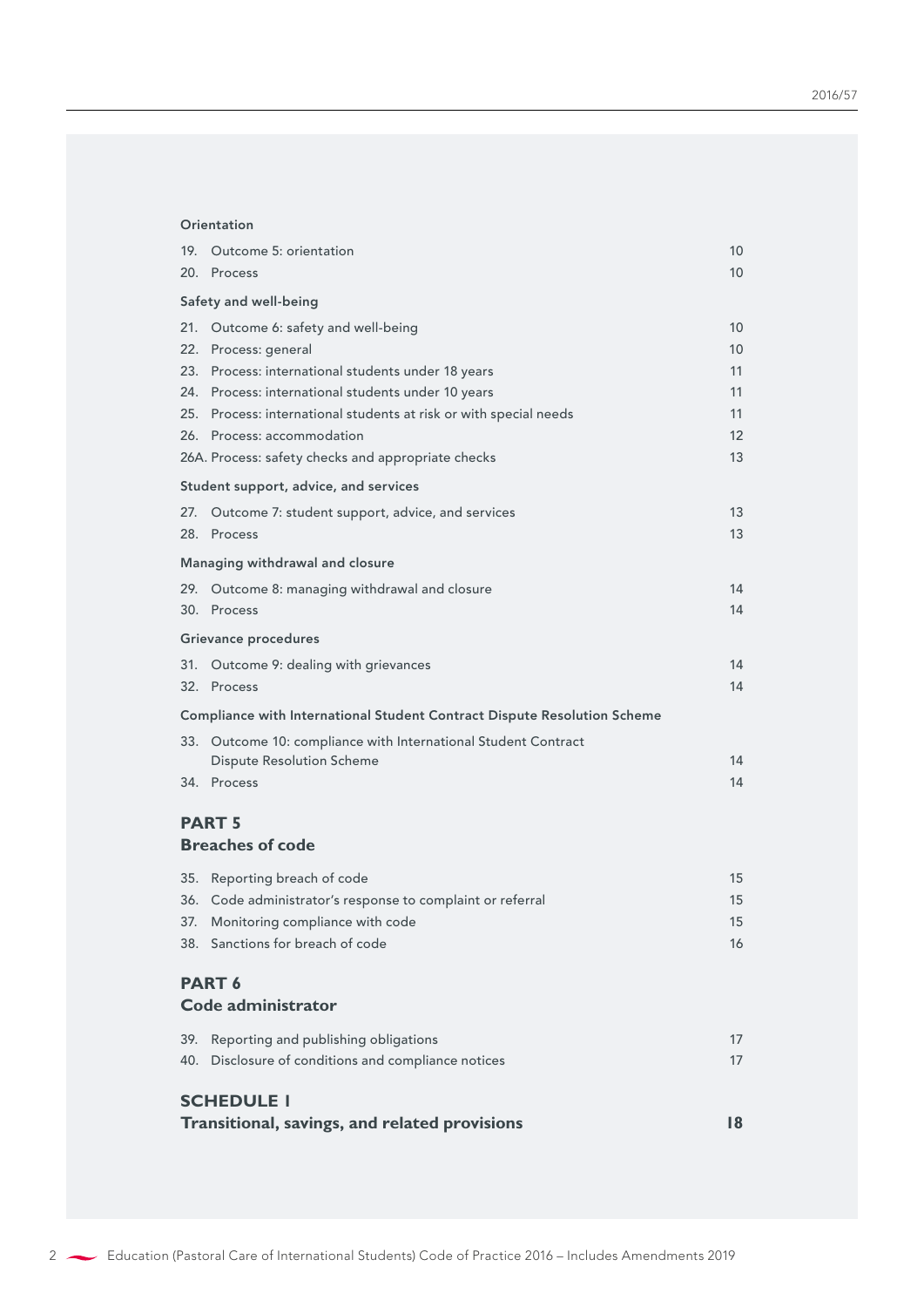**Orientation**

| | | |
|---|---|---|
| 19. | Outcome 5: orientation | 10 |
| 20. | Process | 10 |

**Safety and well-being**

| | | |
|---|---|---|
| 21. | Outcome 6: safety and well-being | 10 |
| 22. | Process: general | 10 |
| 23. | Process: international students under 18 years | 11 |
| 24. | Process: international students under 10 years | 11 |
| 25. | Process: international students at risk or with special needs | 11 |
| 26. | Process: accommodation | 12 |
| 26A. | Process: safety checks and appropriate checks | 13 |

**Student support, advice, and services**

| | | |
|---|---|---|
| 27. | Outcome 7: student support, advice, and services | 13 |
| 28. | Process | 13 |

**Managing withdrawal and closure**

| | | |
|---|---|---|
| 29. | Outcome 8: managing withdrawal and closure | 14 |
| 30. | Process | 14 |

**Grievance procedures**

| | | |
|---|---|---|
| 31. | Outcome 9: dealing with grievances | 14 |
| 32. | Process | 14 |

**Compliance with International Student Contract Dispute Resolution Scheme**

| | | |
|---|---|---|
| 33. | Outcome 10: compliance with International Student Contract Dispute Resolution Scheme | 14 |
| 34. | Process | 14 |

## PART 5
## Breaches of code

| | | |
|---|---|---|
| 35. | Reporting breach of code | 15 |
| 36. | Code administrator's response to complaint or referral | 15 |
| 37. | Monitoring compliance with code | 15 |
| 38. | Sanctions for breach of code | 16 |

## PART 6
## Code administrator

| | | |
|---|---|---|
| 39. | Reporting and publishing obligations | 17 |
| 40. | Disclosure of conditions and compliance notices | 17 |

## SCHEDULE 1
## Transitional, savings, and related provisions — 18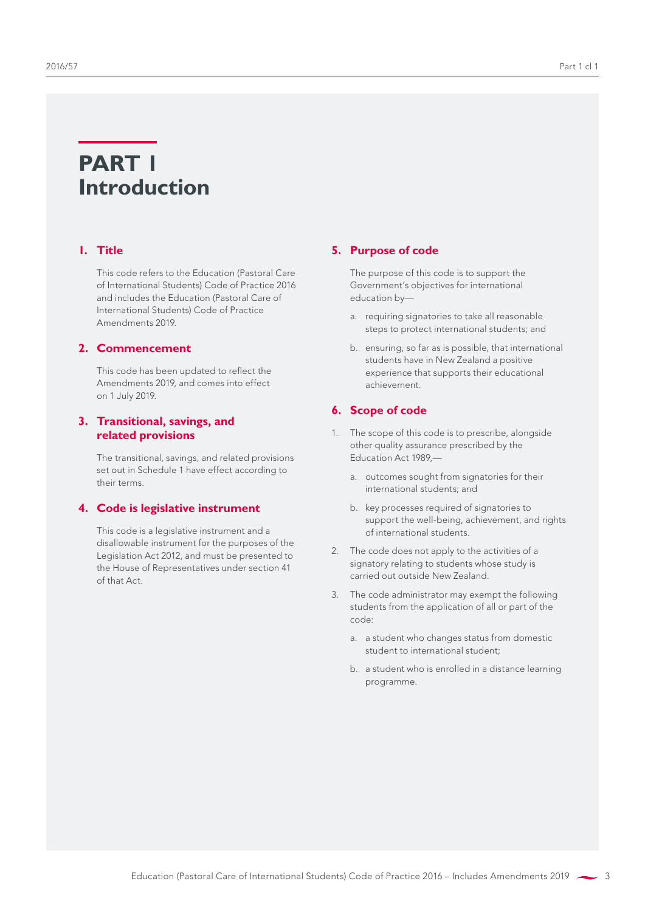# PART 1
# Introduction

## 1. Title

This code refers to the Education (Pastoral Care of International Students) Code of Practice 2016 and includes the Education (Pastoral Care of International Students) Code of Practice Amendments 2019.

## 2. Commencement

This code has been updated to reflect the Amendments 2019, and comes into effect on 1 July 2019.

## 3. Transitional, savings, and related provisions

The transitional, savings, and related provisions set out in Schedule 1 have effect according to their terms.

## 4. Code is legislative instrument

This code is a legislative instrument and a disallowable instrument for the purposes of the Legislation Act 2012, and must be presented to the House of Representatives under section 41 of that Act.

## 5. Purpose of code

The purpose of this code is to support the Government's objectives for international education by—

a. requiring signatories to take all reasonable steps to protect international students; and

b. ensuring, so far as is possible, that international students have in New Zealand a positive experience that supports their educational achievement.

## 6. Scope of code

1. The scope of this code is to prescribe, alongside other quality assurance prescribed by the Education Act 1989,—

   a. outcomes sought from signatories for their international students; and

   b. key processes required of signatories to support the well-being, achievement, and rights of international students.

2. The code does not apply to the activities of a signatory relating to students whose study is carried out outside New Zealand.

3. The code administrator may exempt the following students from the application of all or part of the code:

   a. a student who changes status from domestic student to international student;

   b. a student who is enrolled in a distance learning programme.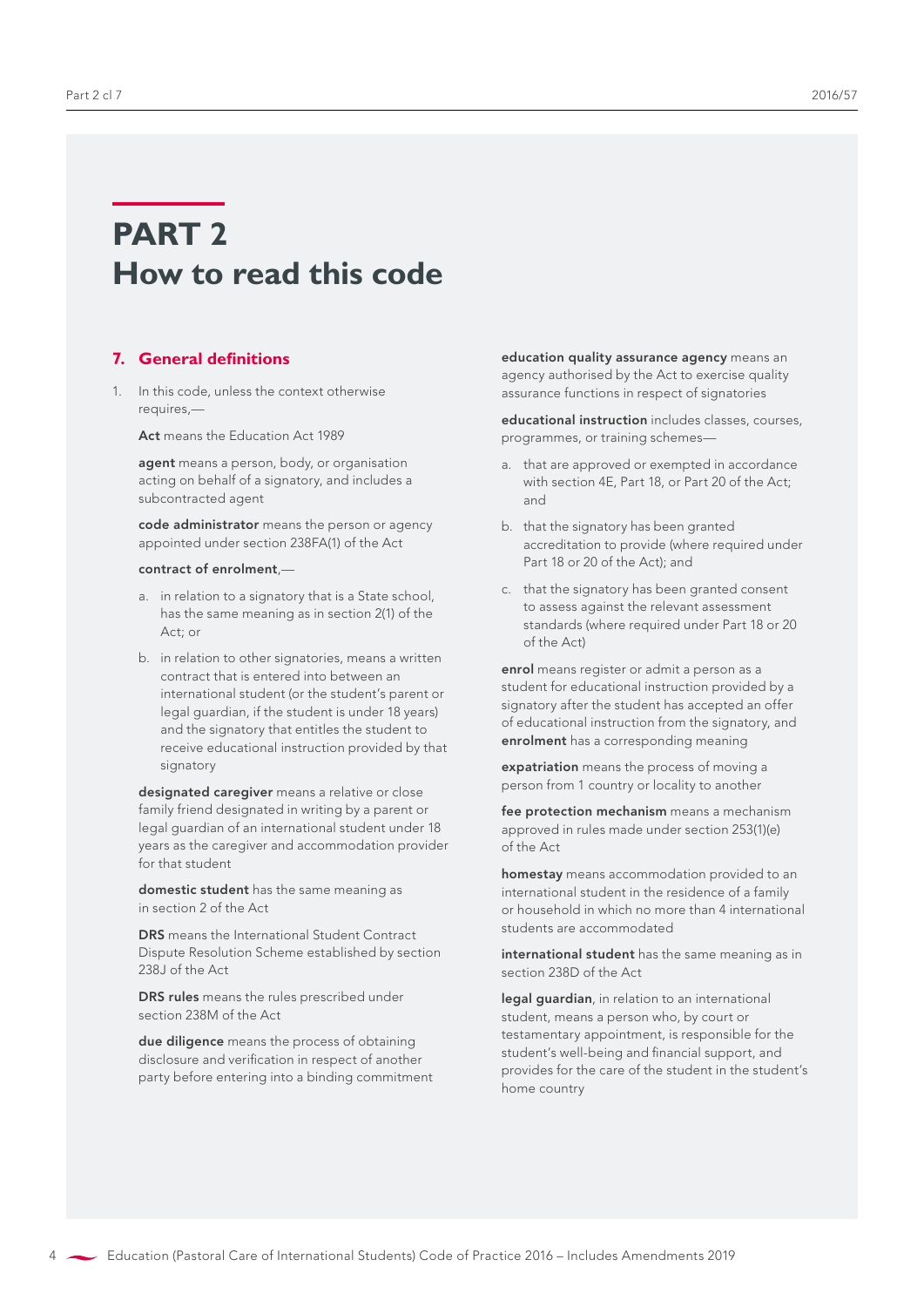# PART 2
# How to read this code

## 7. General definitions

1. In this code, unless the context otherwise requires,—

   **Act** means the Education Act 1989

   **agent** means a person, body, or organisation acting on behalf of a signatory, and includes a subcontracted agent

   **code administrator** means the person or agency appointed under section 238FA(1) of the Act

   **contract of enrolment**,—

   a. in relation to a signatory that is a State school, has the same meaning as in section 2(1) of the Act; or

   b. in relation to other signatories, means a written contract that is entered into between an international student (or the student's parent or legal guardian, if the student is under 18 years) and the signatory that entitles the student to receive educational instruction provided by that signatory

   **designated caregiver** means a relative or close family friend designated in writing by a parent or legal guardian of an international student under 18 years as the caregiver and accommodation provider for that student

   **domestic student** has the same meaning as in section 2 of the Act

   **DRS** means the International Student Contract Dispute Resolution Scheme established by section 238J of the Act

   **DRS rules** means the rules prescribed under section 238M of the Act

   **due diligence** means the process of obtaining disclosure and verification in respect of another party before entering into a binding commitment

   **education quality assurance agency** means an agency authorised by the Act to exercise quality assurance functions in respect of signatories

   **educational instruction** includes classes, courses, programmes, or training schemes—

   a. that are approved or exempted in accordance with section 4E, Part 18, or Part 20 of the Act; and

   b. that the signatory has been granted accreditation to provide (where required under Part 18 or 20 of the Act); and

   c. that the signatory has been granted consent to assess against the relevant assessment standards (where required under Part 18 or 20 of the Act)

   **enrol** means register or admit a person as a student for educational instruction provided by a signatory after the student has accepted an offer of educational instruction from the signatory, and **enrolment** has a corresponding meaning

   **expatriation** means the process of moving a person from 1 country or locality to another

   **fee protection mechanism** means a mechanism approved in rules made under section 253(1)(e) of the Act

   **homestay** means accommodation provided to an international student in the residence of a family or household in which no more than 4 international students are accommodated

   **international student** has the same meaning as in section 238D of the Act

   **legal guardian**, in relation to an international student, means a person who, by court or testamentary appointment, is responsible for the student's well-being and financial support, and provides for the care of the student in the student's home country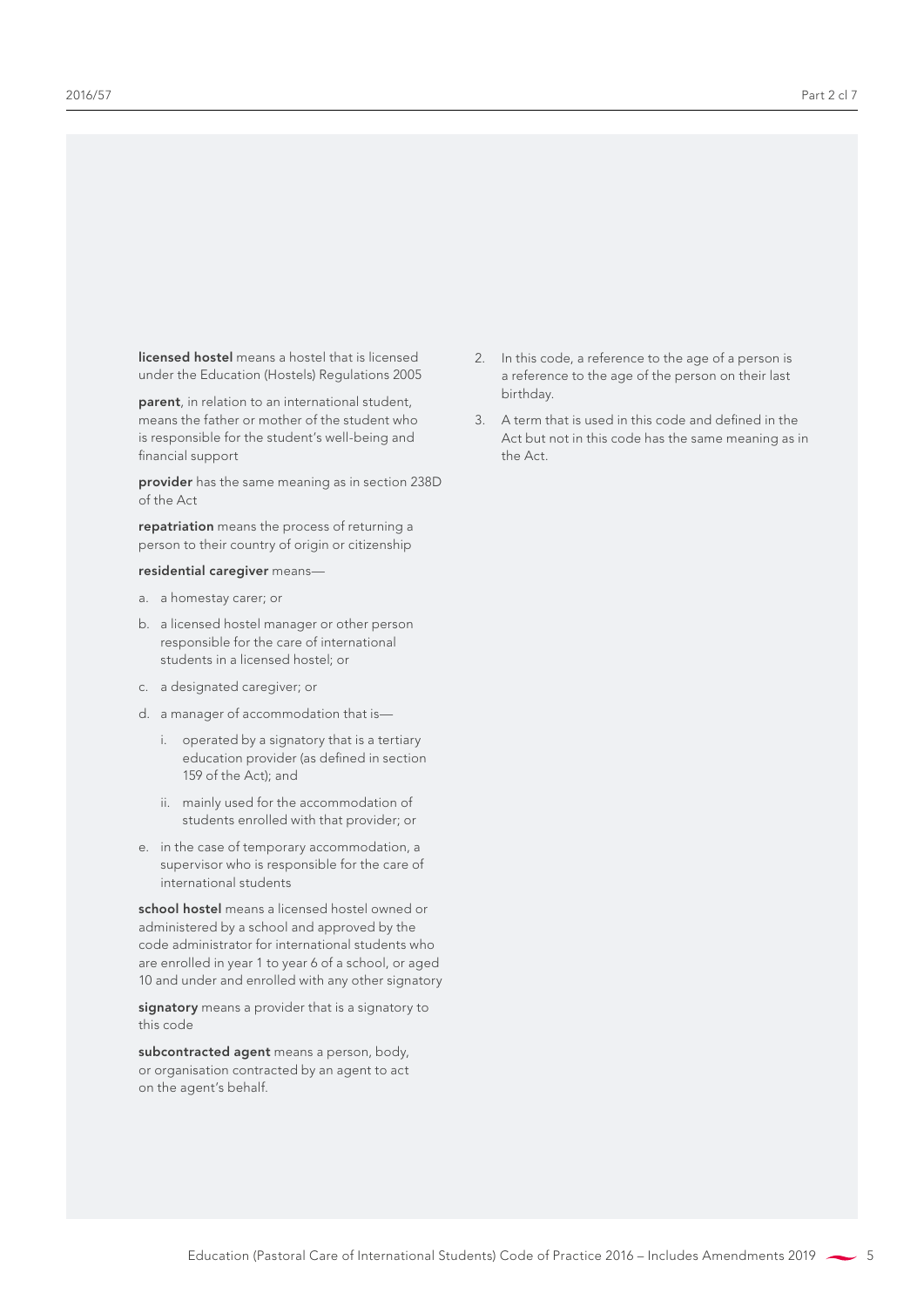**licensed hostel** means a hostel that is licensed under the Education (Hostels) Regulations 2005

**parent**, in relation to an international student, means the father or mother of the student who is responsible for the student's well-being and financial support

**provider** has the same meaning as in section 238D of the Act

**repatriation** means the process of returning a person to their country of origin or citizenship

**residential caregiver** means—

a. a homestay carer; or

b. a licensed hostel manager or other person responsible for the care of international students in a licensed hostel; or

c. a designated caregiver; or

d. a manager of accommodation that is—

   i. operated by a signatory that is a tertiary education provider (as defined in section 159 of the Act); and

   ii. mainly used for the accommodation of students enrolled with that provider; or

e. in the case of temporary accommodation, a supervisor who is responsible for the care of international students

**school hostel** means a licensed hostel owned or administered by a school and approved by the code administrator for international students who are enrolled in year 1 to year 6 of a school, or aged 10 and under and enrolled with any other signatory

**signatory** means a provider that is a signatory to this code

**subcontracted agent** means a person, body, or organisation contracted by an agent to act on the agent's behalf.

2. In this code, a reference to the age of a person is a reference to the age of the person on their last birthday.

3. A term that is used in this code and defined in the Act but not in this code has the same meaning as in the Act.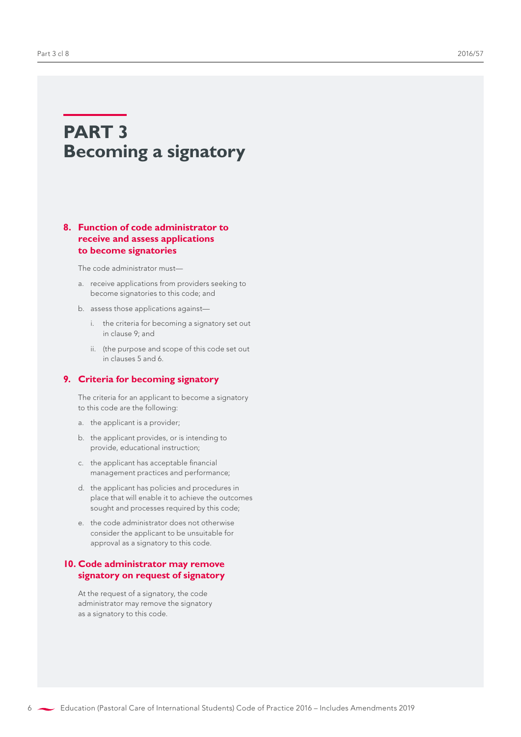# PART 3
# Becoming a signatory

### 8. Function of code administrator to receive and assess applications to become signatories

The code administrator must—

a. receive applications from providers seeking to become signatories to this code; and

b. assess those applications against—

   i. the criteria for becoming a signatory set out in clause 9; and

   ii. (the purpose and scope of this code set out in clauses 5 and 6.

### 9. Criteria for becoming signatory

The criteria for an applicant to become a signatory to this code are the following:

a. the applicant is a provider;

b. the applicant provides, or is intending to provide, educational instruction;

c. the applicant has acceptable financial management practices and performance;

d. the applicant has policies and procedures in place that will enable it to achieve the outcomes sought and processes required by this code;

e. the code administrator does not otherwise consider the applicant to be unsuitable for approval as a signatory to this code.

### 10. Code administrator may remove signatory on request of signatory

At the request of a signatory, the code administrator may remove the signatory as a signatory to this code.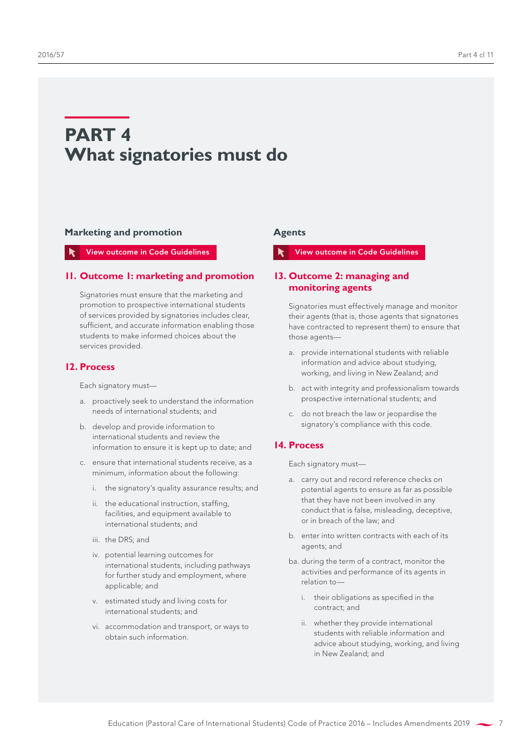# PART 4
# What signatories must do

### Marketing and promotion

View outcome in Code Guidelines

## 11. Outcome 1: marketing and promotion

Signatories must ensure that the marketing and promotion to prospective international students of services provided by signatories includes clear, sufficient, and accurate information enabling those students to make informed choices about the services provided.

## 12. Process

Each signatory must—

a. proactively seek to understand the information needs of international students; and

b. develop and provide information to international students and review the information to ensure it is kept up to date; and

c. ensure that international students receive, as a minimum, information about the following:

   i. the signatory's quality assurance results; and

   ii. the educational instruction, staffing, facilities, and equipment available to international students; and

   iii. the DRS; and

   iv. potential learning outcomes for international students, including pathways for further study and employment, where applicable; and

   v. estimated study and living costs for international students; and

   vi. accommodation and transport, or ways to obtain such information.

### Agents

View outcome in Code Guidelines

## 13. Outcome 2: managing and monitoring agents

Signatories must effectively manage and monitor their agents (that is, those agents that signatories have contracted to represent them) to ensure that those agents—

a. provide international students with reliable information and advice about studying, working, and living in New Zealand; and

b. act with integrity and professionalism towards prospective international students; and

c. do not breach the law or jeopardise the signatory's compliance with this code.

## 14. Process

Each signatory must—

a. carry out and record reference checks on potential agents to ensure as far as possible that they have not been involved in any conduct that is false, misleading, deceptive, or in breach of the law; and

b. enter into written contracts with each of its agents; and

ba. during the term of a contract, monitor the activities and performance of its agents in relation to—

   i. their obligations as specified in the contract; and

   ii. whether they provide international students with reliable information and advice about studying, working, and living in New Zealand; and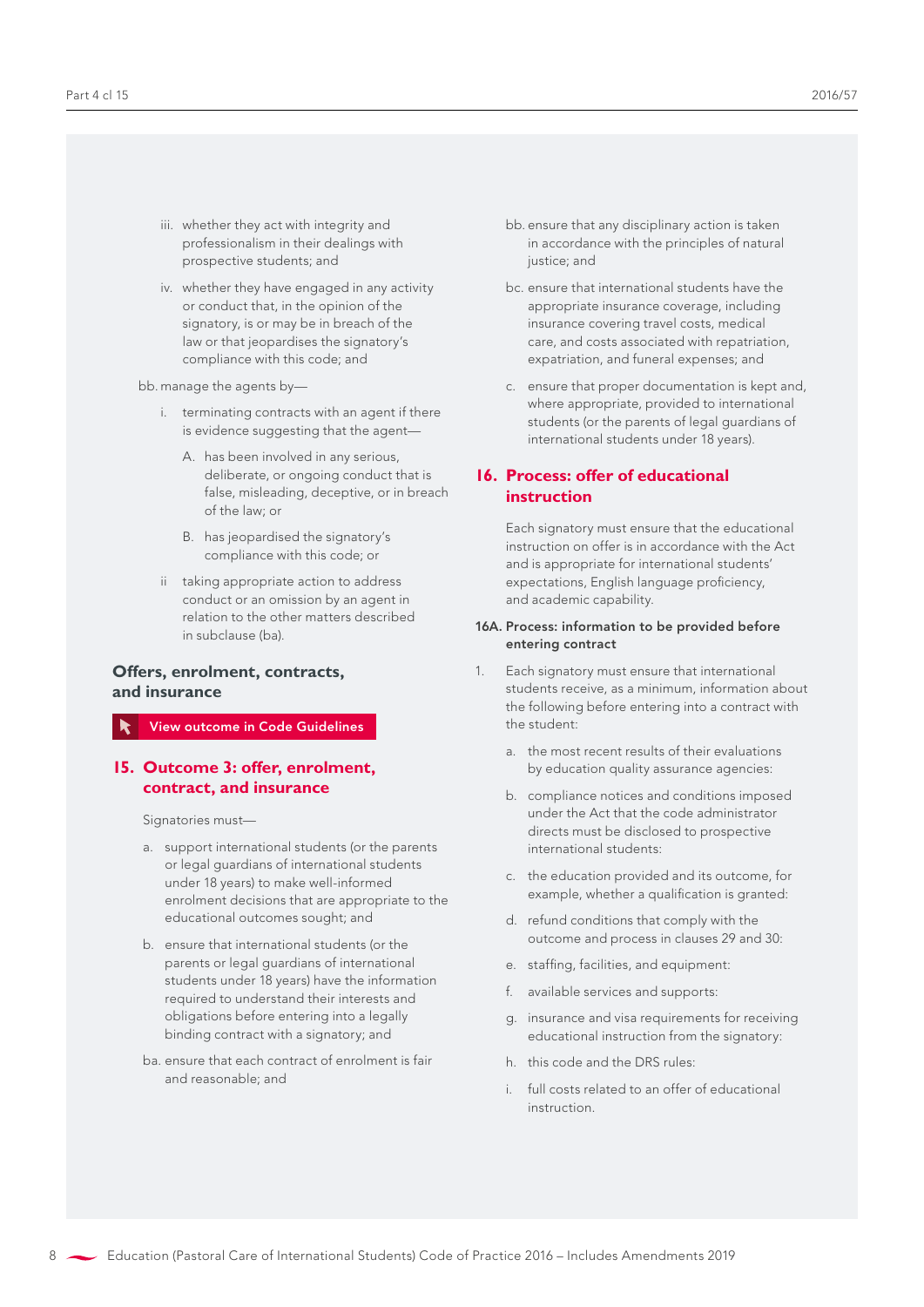iii. whether they act with integrity and professionalism in their dealings with prospective students; and

iv. whether they have engaged in any activity or conduct that, in the opinion of the signatory, is or may be in breach of the law or that jeopardises the signatory's compliance with this code; and

bb. manage the agents by—

i. terminating contracts with an agent if there is evidence suggesting that the agent—

A. has been involved in any serious, deliberate, or ongoing conduct that is false, misleading, deceptive, or in breach of the law; or

B. has jeopardised the signatory's compliance with this code; or

ii taking appropriate action to address conduct or an omission by an agent in relation to the other matters described in subclause (ba).

### Offers, enrolment, contracts, and insurance

View outcome in Code Guidelines

## 15. Outcome 3: offer, enrolment, contract, and insurance

Signatories must—

a. support international students (or the parents or legal guardians of international students under 18 years) to make well-informed enrolment decisions that are appropriate to the educational outcomes sought; and

b. ensure that international students (or the parents or legal guardians of international students under 18 years) have the information required to understand their interests and obligations before entering into a legally binding contract with a signatory; and

ba. ensure that each contract of enrolment is fair and reasonable; and

bb. ensure that any disciplinary action is taken in accordance with the principles of natural justice; and

bc. ensure that international students have the appropriate insurance coverage, including insurance covering travel costs, medical care, and costs associated with repatriation, expatriation, and funeral expenses; and

c. ensure that proper documentation is kept and, where appropriate, provided to international students (or the parents of legal guardians of international students under 18 years).

## 16. Process: offer of educational instruction

Each signatory must ensure that the educational instruction on offer is in accordance with the Act and is appropriate for international students' expectations, English language proficiency, and academic capability.

### 16A. Process: information to be provided before entering contract

1. Each signatory must ensure that international students receive, as a minimum, information about the following before entering into a contract with the student:

a. the most recent results of their evaluations by education quality assurance agencies:

b. compliance notices and conditions imposed under the Act that the code administrator directs must be disclosed to prospective international students:

c. the education provided and its outcome, for example, whether a qualification is granted:

d. refund conditions that comply with the outcome and process in clauses 29 and 30:

e. staffing, facilities, and equipment:

f. available services and supports:

g. insurance and visa requirements for receiving educational instruction from the signatory:

h. this code and the DRS rules:

i. full costs related to an offer of educational instruction.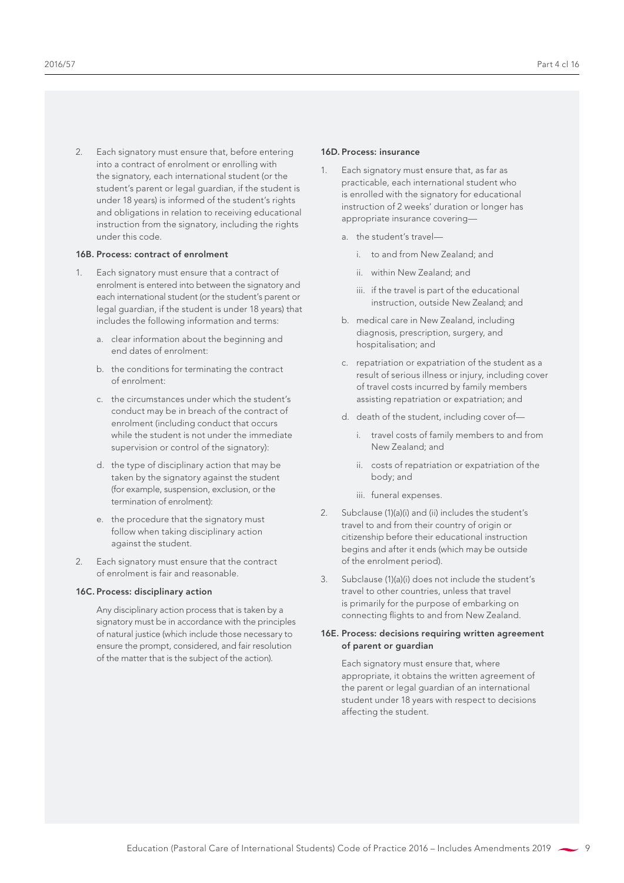2. Each signatory must ensure that, before entering into a contract of enrolment or enrolling with the signatory, each international student (or the student's parent or legal guardian, if the student is under 18 years) is informed of the student's rights and obligations in relation to receiving educational instruction from the signatory, including the rights under this code.

**16B. Process: contract of enrolment**

1. Each signatory must ensure that a contract of enrolment is entered into between the signatory and each international student (or the student's parent or legal guardian, if the student is under 18 years) that includes the following information and terms:
   a. clear information about the beginning and end dates of enrolment:
   b. the conditions for terminating the contract of enrolment:
   c. the circumstances under which the student's conduct may be in breach of the contract of enrolment (including conduct that occurs while the student is not under the immediate supervision or control of the signatory):
   d. the type of disciplinary action that may be taken by the signatory against the student (for example, suspension, exclusion, or the termination of enrolment):
   e. the procedure that the signatory must follow when taking disciplinary action against the student.
2. Each signatory must ensure that the contract of enrolment is fair and reasonable.

**16C. Process: disciplinary action**

Any disciplinary action process that is taken by a signatory must be in accordance with the principles of natural justice (which include those necessary to ensure the prompt, considered, and fair resolution of the matter that is the subject of the action).

**16D. Process: insurance**

1. Each signatory must ensure that, as far as practicable, each international student who is enrolled with the signatory for educational instruction of 2 weeks' duration or longer has appropriate insurance covering—
   a. the student's travel—
      i. to and from New Zealand; and
      ii. within New Zealand; and
      iii. if the travel is part of the educational instruction, outside New Zealand; and
   b. medical care in New Zealand, including diagnosis, prescription, surgery, and hospitalisation; and
   c. repatriation or expatriation of the student as a result of serious illness or injury, including cover of travel costs incurred by family members assisting repatriation or expatriation; and
   d. death of the student, including cover of—
      i. travel costs of family members to and from New Zealand; and
      ii. costs of repatriation or expatriation of the body; and
      iii. funeral expenses.
2. Subclause (1)(a)(i) and (ii) includes the student's travel to and from their country of origin or citizenship before their educational instruction begins and after it ends (which may be outside of the enrolment period).
3. Subclause (1)(a)(i) does not include the student's travel to other countries, unless that travel is primarily for the purpose of embarking on connecting flights to and from New Zealand.

**16E. Process: decisions requiring written agreement of parent or guardian**

Each signatory must ensure that, where appropriate, it obtains the written agreement of the parent or legal guardian of an international student under 18 years with respect to decisions affecting the student.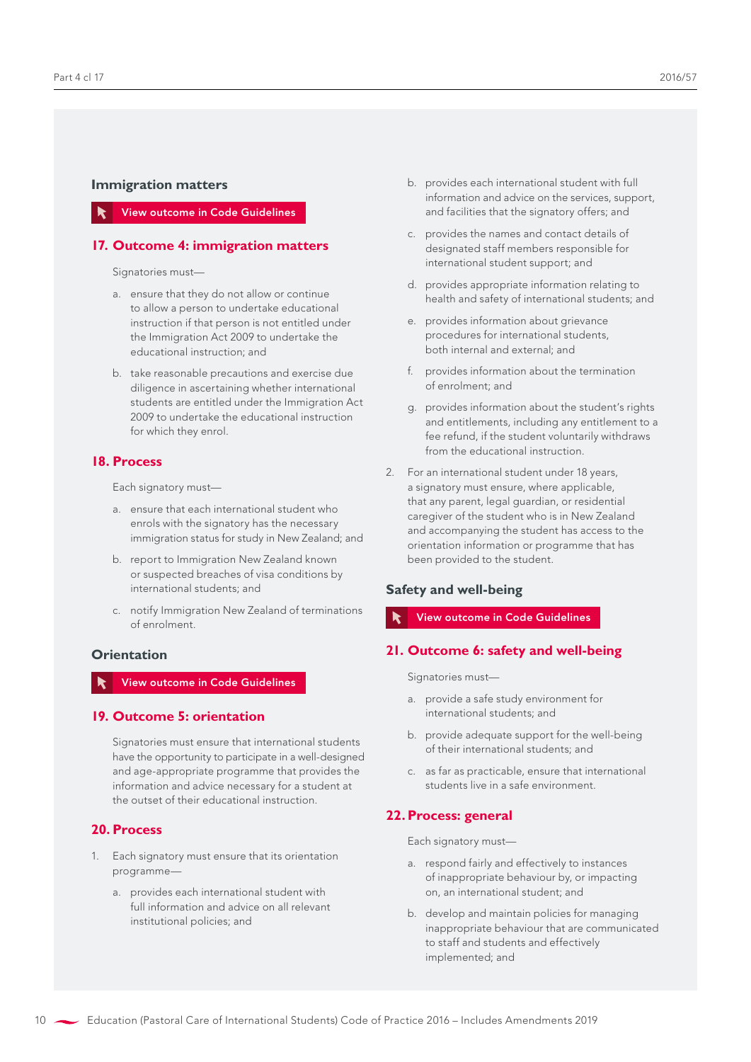## Immigration matters

View outcome in Code Guidelines

### 17. Outcome 4: immigration matters

Signatories must—

a. ensure that they do not allow or continue to allow a person to undertake educational instruction if that person is not entitled under the Immigration Act 2009 to undertake the educational instruction; and

b. take reasonable precautions and exercise due diligence in ascertaining whether international students are entitled under the Immigration Act 2009 to undertake the educational instruction for which they enrol.

### 18. Process

Each signatory must—

a. ensure that each international student who enrols with the signatory has the necessary immigration status for study in New Zealand; and

b. report to Immigration New Zealand known or suspected breaches of visa conditions by international students; and

c. notify Immigration New Zealand of terminations of enrolment.

## Orientation

View outcome in Code Guidelines

### 19. Outcome 5: orientation

Signatories must ensure that international students have the opportunity to participate in a well-designed and age-appropriate programme that provides the information and advice necessary for a student at the outset of their educational instruction.

### 20. Process

1. Each signatory must ensure that its orientation programme—

   a. provides each international student with full information and advice on all relevant institutional policies; and

   b. provides each international student with full information and advice on the services, support, and facilities that the signatory offers; and

   c. provides the names and contact details of designated staff members responsible for international student support; and

   d. provides appropriate information relating to health and safety of international students; and

   e. provides information about grievance procedures for international students, both internal and external; and

   f. provides information about the termination of enrolment; and

   g. provides information about the student's rights and entitlements, including any entitlement to a fee refund, if the student voluntarily withdraws from the educational instruction.

2. For an international student under 18 years, a signatory must ensure, where applicable, that any parent, legal guardian, or residential caregiver of the student who is in New Zealand and accompanying the student has access to the orientation information or programme that has been provided to the student.

## Safety and well-being

View outcome in Code Guidelines

### 21. Outcome 6: safety and well-being

Signatories must—

a. provide a safe study environment for international students; and

b. provide adequate support for the well-being of their international students; and

c. as far as practicable, ensure that international students live in a safe environment.

### 22. Process: general

Each signatory must—

a. respond fairly and effectively to instances of inappropriate behaviour by, or impacting on, an international student; and

b. develop and maintain policies for managing inappropriate behaviour that are communicated to staff and students and effectively implemented; and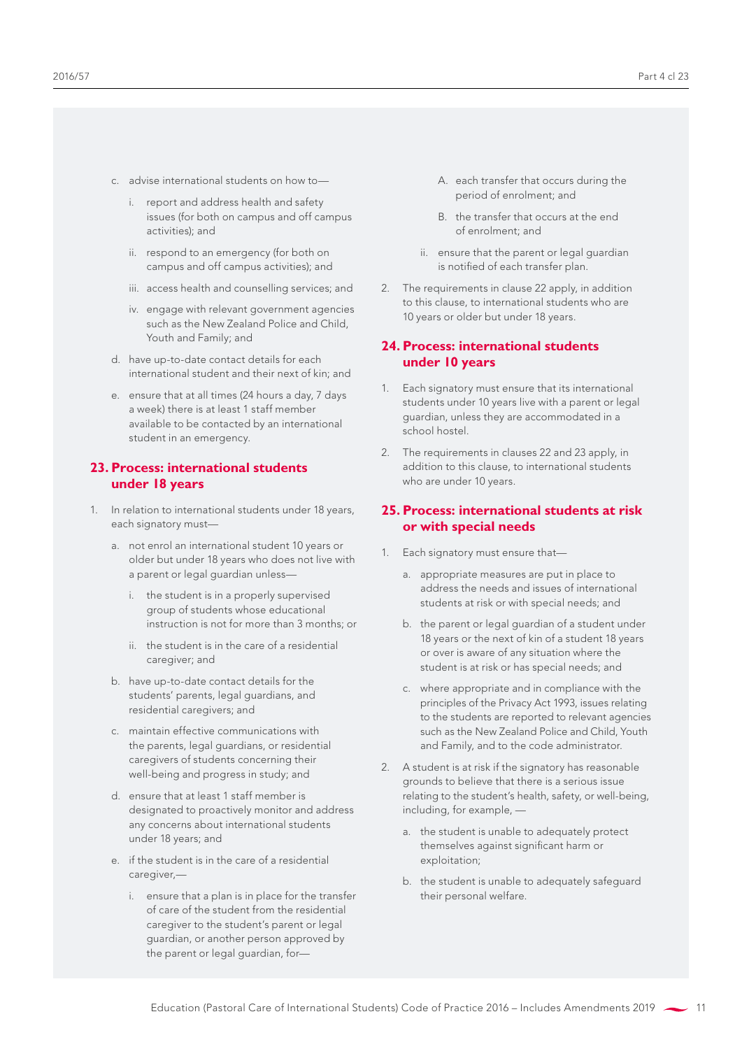c. advise international students on how to—

   i. report and address health and safety issues (for both on campus and off campus activities); and

   ii. respond to an emergency (for both on campus and off campus activities); and

   iii. access health and counselling services; and

   iv. engage with relevant government agencies such as the New Zealand Police and Child, Youth and Family; and

d. have up-to-date contact details for each international student and their next of kin; and

e. ensure that at all times (24 hours a day, 7 days a week) there is at least 1 staff member available to be contacted by an international student in an emergency.

## 23. Process: international students under 18 years

1. In relation to international students under 18 years, each signatory must—

   a. not enrol an international student 10 years or older but under 18 years who does not live with a parent or legal guardian unless—

      i. the student is in a properly supervised group of students whose educational instruction is not for more than 3 months; or

      ii. the student is in the care of a residential caregiver; and

   b. have up-to-date contact details for the students' parents, legal guardians, and residential caregivers; and

   c. maintain effective communications with the parents, legal guardians, or residential caregivers of students concerning their well-being and progress in study; and

   d. ensure that at least 1 staff member is designated to proactively monitor and address any concerns about international students under 18 years; and

   e. if the student is in the care of a residential caregiver,—

      i. ensure that a plan is in place for the transfer of care of the student from the residential caregiver to the student's parent or legal guardian, or another person approved by the parent or legal guardian, for—

         A. each transfer that occurs during the period of enrolment; and

         B. the transfer that occurs at the end of enrolment; and

      ii. ensure that the parent or legal guardian is notified of each transfer plan.

2. The requirements in clause 22 apply, in addition to this clause, to international students who are 10 years or older but under 18 years.

## 24. Process: international students under 10 years

1. Each signatory must ensure that its international students under 10 years live with a parent or legal guardian, unless they are accommodated in a school hostel.

2. The requirements in clauses 22 and 23 apply, in addition to this clause, to international students who are under 10 years.

## 25. Process: international students at risk or with special needs

1. Each signatory must ensure that—

   a. appropriate measures are put in place to address the needs and issues of international students at risk or with special needs; and

   b. the parent or legal guardian of a student under 18 years or the next of kin of a student 18 years or over is aware of any situation where the student is at risk or has special needs; and

   c. where appropriate and in compliance with the principles of the Privacy Act 1993, issues relating to the students are reported to relevant agencies such as the New Zealand Police and Child, Youth and Family, and to the code administrator.

2. A student is at risk if the signatory has reasonable grounds to believe that there is a serious issue relating to the student's health, safety, or well-being, including, for example, —

   a. the student is unable to adequately protect themselves against significant harm or exploitation;

   b. the student is unable to adequately safeguard their personal welfare.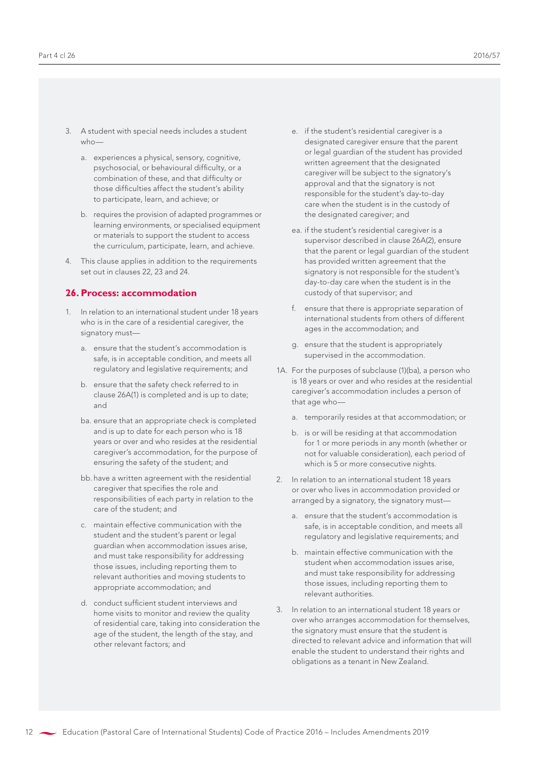3. A student with special needs includes a student who—

   a. experiences a physical, sensory, cognitive, psychosocial, or behavioural difficulty, or a combination of these, and that difficulty or those difficulties affect the student's ability to participate, learn, and achieve; or

   b. requires the provision of adapted programmes or learning environments, or specialised equipment or materials to support the student to access the curriculum, participate, learn, and achieve.

4. This clause applies in addition to the requirements set out in clauses 22, 23 and 24.

## 26. Process: accommodation

1. In relation to an international student under 18 years who is in the care of a residential caregiver, the signatory must—

   a. ensure that the student's accommodation is safe, is in acceptable condition, and meets all regulatory and legislative requirements; and

   b. ensure that the safety check referred to in clause 26A(1) is completed and is up to date; and

   ba. ensure that an appropriate check is completed and is up to date for each person who is 18 years or over and who resides at the residential caregiver's accommodation, for the purpose of ensuring the safety of the student; and

   bb. have a written agreement with the residential caregiver that specifies the role and responsibilities of each party in relation to the care of the student; and

   c. maintain effective communication with the student and the student's parent or legal guardian when accommodation issues arise, and must take responsibility for addressing those issues, including reporting them to relevant authorities and moving students to appropriate accommodation; and

   d. conduct sufficient student interviews and home visits to monitor and review the quality of residential care, taking into consideration the age of the student, the length of the stay, and other relevant factors; and

   e. if the student's residential caregiver is a designated caregiver ensure that the parent or legal guardian of the student has provided written agreement that the designated caregiver will be subject to the signatory's approval and that the signatory is not responsible for the student's day-to-day care when the student is in the custody of the designated caregiver; and

   ea. if the student's residential caregiver is a supervisor described in clause 26A(2), ensure that the parent or legal guardian of the student has provided written agreement that the signatory is not responsible for the student's day-to-day care when the student is in the custody of that supervisor; and

   f. ensure that there is appropriate separation of international students from others of different ages in the accommodation; and

   g. ensure that the student is appropriately supervised in the accommodation.

1A. For the purposes of subclause (1)(ba), a person who is 18 years or over and who resides at the residential caregiver's accommodation includes a person of that age who—

   a. temporarily resides at that accommodation; or

   b. is or will be residing at that accommodation for 1 or more periods in any month (whether or not for valuable consideration), each period of which is 5 or more consecutive nights.

2. In relation to an international student 18 years or over who lives in accommodation provided or arranged by a signatory, the signatory must—

   a. ensure that the student's accommodation is safe, is in acceptable condition, and meets all regulatory and legislative requirements; and

   b. maintain effective communication with the student when accommodation issues arise, and must take responsibility for addressing those issues, including reporting them to relevant authorities.

3. In relation to an international student 18 years or over who arranges accommodation for themselves, the signatory must ensure that the student is directed to relevant advice and information that will enable the student to understand their rights and obligations as a tenant in New Zealand.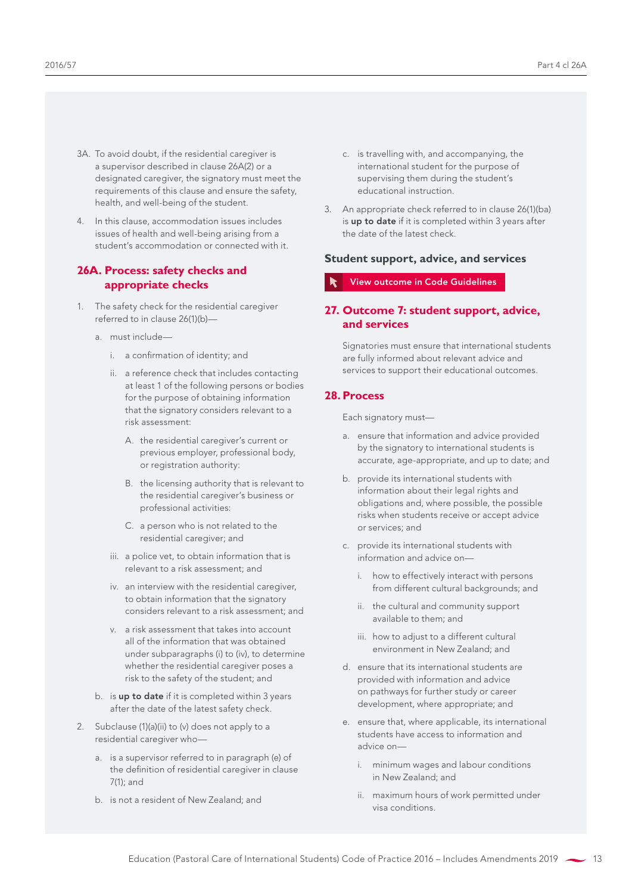3A. To avoid doubt, if the residential caregiver is a supervisor described in clause 26A(2) or a designated caregiver, the signatory must meet the requirements of this clause and ensure the safety, health, and well-being of the student.

4. In this clause, accommodation issues includes issues of health and well-being arising from a student's accommodation or connected with it.

## 26A. Process: safety checks and appropriate checks

1. The safety check for the residential caregiver referred to in clause 26(1)(b)—
   a. must include—
      i. a confirmation of identity; and
      ii. a reference check that includes contacting at least 1 of the following persons or bodies for the purpose of obtaining information that the signatory considers relevant to a risk assessment:
         A. the residential caregiver's current or previous employer, professional body, or registration authority:
         B. the licensing authority that is relevant to the residential caregiver's business or professional activities:
         C. a person who is not related to the residential caregiver; and
      iii. a police vet, to obtain information that is relevant to a risk assessment; and
      iv. an interview with the residential caregiver, to obtain information that the signatory considers relevant to a risk assessment; and
      v. a risk assessment that takes into account all of the information that was obtained under subparagraphs (i) to (iv), to determine whether the residential caregiver poses a risk to the safety of the student; and
   b. is **up to date** if it is completed within 3 years after the date of the latest safety check.
2. Subclause (1)(a)(ii) to (v) does not apply to a residential caregiver who—
   a. is a supervisor referred to in paragraph (e) of the definition of residential caregiver in clause 7(1); and
   b. is not a resident of New Zealand; and
   c. is travelling with, and accompanying, the international student for the purpose of supervising them during the student's educational instruction.
3. An appropriate check referred to in clause 26(1)(ba) is **up to date** if it is completed within 3 years after the date of the latest check.

### Student support, advice, and services

View outcome in Code Guidelines

## 27. Outcome 7: student support, advice, and services

Signatories must ensure that international students are fully informed about relevant advice and services to support their educational outcomes.

## 28. Process

Each signatory must—

a. ensure that information and advice provided by the signatory to international students is accurate, age-appropriate, and up to date; and
b. provide its international students with information about their legal rights and obligations and, where possible, the possible risks when students receive or accept advice or services; and
c. provide its international students with information and advice on—
   i. how to effectively interact with persons from different cultural backgrounds; and
   ii. the cultural and community support available to them; and
   iii. how to adjust to a different cultural environment in New Zealand; and
d. ensure that its international students are provided with information and advice on pathways for further study or career development, where appropriate; and
e. ensure that, where applicable, its international students have access to information and advice on—
   i. minimum wages and labour conditions in New Zealand; and
   ii. maximum hours of work permitted under visa conditions.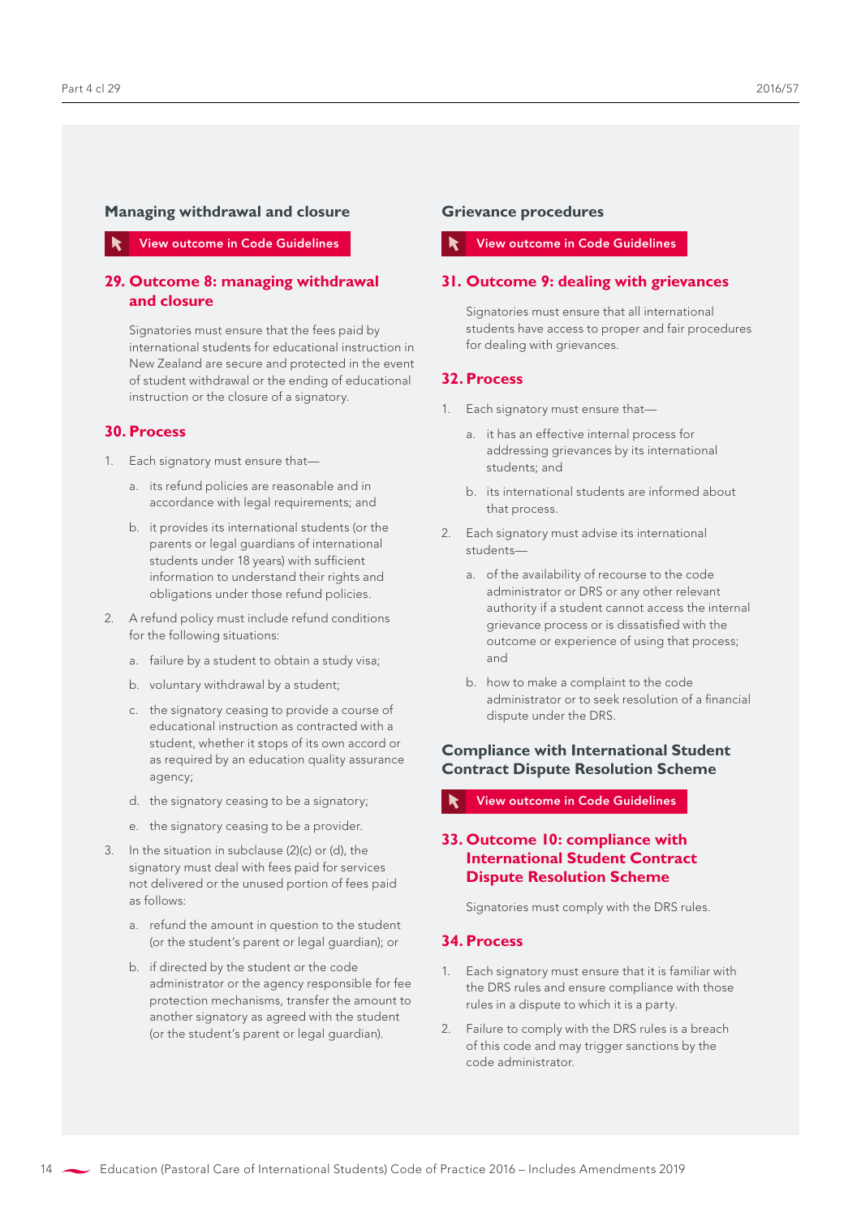## Managing withdrawal and closure

View outcome in Code Guidelines

### 29. Outcome 8: managing withdrawal and closure

Signatories must ensure that the fees paid by international students for educational instruction in New Zealand are secure and protected in the event of student withdrawal or the ending of educational instruction or the closure of a signatory.

### 30. Process

1. Each signatory must ensure that—
   a. its refund policies are reasonable and in accordance with legal requirements; and
   b. it provides its international students (or the parents or legal guardians of international students under 18 years) with sufficient information to understand their rights and obligations under those refund policies.
2. A refund policy must include refund conditions for the following situations:
   a. failure by a student to obtain a study visa;
   b. voluntary withdrawal by a student;
   c. the signatory ceasing to provide a course of educational instruction as contracted with a student, whether it stops of its own accord or as required by an education quality assurance agency;
   d. the signatory ceasing to be a signatory;
   e. the signatory ceasing to be a provider.
3. In the situation in subclause (2)(c) or (d), the signatory must deal with fees paid for services not delivered or the unused portion of fees paid as follows:
   a. refund the amount in question to the student (or the student's parent or legal guardian); or
   b. if directed by the student or the code administrator or the agency responsible for fee protection mechanisms, transfer the amount to another signatory as agreed with the student (or the student's parent or legal guardian).

## Grievance procedures

View outcome in Code Guidelines

### 31. Outcome 9: dealing with grievances

Signatories must ensure that all international students have access to proper and fair procedures for dealing with grievances.

### 32. Process

1. Each signatory must ensure that—
   a. it has an effective internal process for addressing grievances by its international students; and
   b. its international students are informed about that process.
2. Each signatory must advise its international students—
   a. of the availability of recourse to the code administrator or DRS or any other relevant authority if a student cannot access the internal grievance process or is dissatisfied with the outcome or experience of using that process; and
   b. how to make a complaint to the code administrator or to seek resolution of a financial dispute under the DRS.

## Compliance with International Student Contract Dispute Resolution Scheme

View outcome in Code Guidelines

### 33. Outcome 10: compliance with International Student Contract Dispute Resolution Scheme

Signatories must comply with the DRS rules.

### 34. Process

1. Each signatory must ensure that it is familiar with the DRS rules and ensure compliance with those rules in a dispute to which it is a party.
2. Failure to comply with the DRS rules is a breach of this code and may trigger sanctions by the code administrator.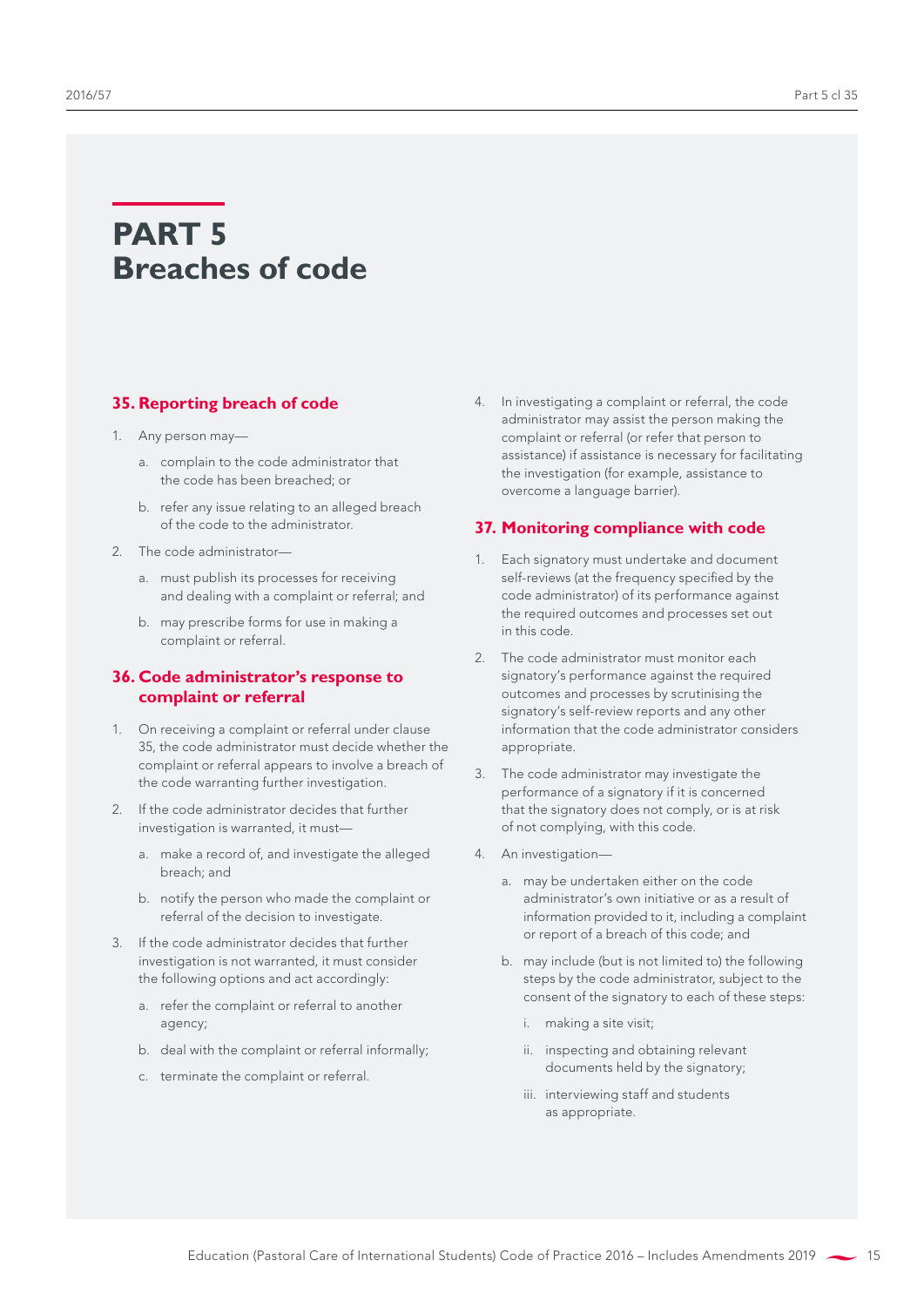# PART 5
# Breaches of code

## 35. Reporting breach of code

1. Any person may—
   a. complain to the code administrator that the code has been breached; or
   b. refer any issue relating to an alleged breach of the code to the administrator.
2. The code administrator—
   a. must publish its processes for receiving and dealing with a complaint or referral; and
   b. may prescribe forms for use in making a complaint or referral.

## 36. Code administrator's response to complaint or referral

1. On receiving a complaint or referral under clause 35, the code administrator must decide whether the complaint or referral appears to involve a breach of the code warranting further investigation.
2. If the code administrator decides that further investigation is warranted, it must—
   a. make a record of, and investigate the alleged breach; and
   b. notify the person who made the complaint or referral of the decision to investigate.
3. If the code administrator decides that further investigation is not warranted, it must consider the following options and act accordingly:
   a. refer the complaint or referral to another agency;
   b. deal with the complaint or referral informally;
   c. terminate the complaint or referral.
4. In investigating a complaint or referral, the code administrator may assist the person making the complaint or referral (or refer that person to assistance) if assistance is necessary for facilitating the investigation (for example, assistance to overcome a language barrier).

## 37. Monitoring compliance with code

1. Each signatory must undertake and document self-reviews (at the frequency specified by the code administrator) of its performance against the required outcomes and processes set out in this code.
2. The code administrator must monitor each signatory's performance against the required outcomes and processes by scrutinising the signatory's self-review reports and any other information that the code administrator considers appropriate.
3. The code administrator may investigate the performance of a signatory if it is concerned that the signatory does not comply, or is at risk of not complying, with this code.
4. An investigation—
   a. may be undertaken either on the code administrator's own initiative or as a result of information provided to it, including a complaint or report of a breach of this code; and
   b. may include (but is not limited to) the following steps by the code administrator, subject to the consent of the signatory to each of these steps:
      i. making a site visit;
      ii. inspecting and obtaining relevant documents held by the signatory;
      iii. interviewing staff and students as appropriate.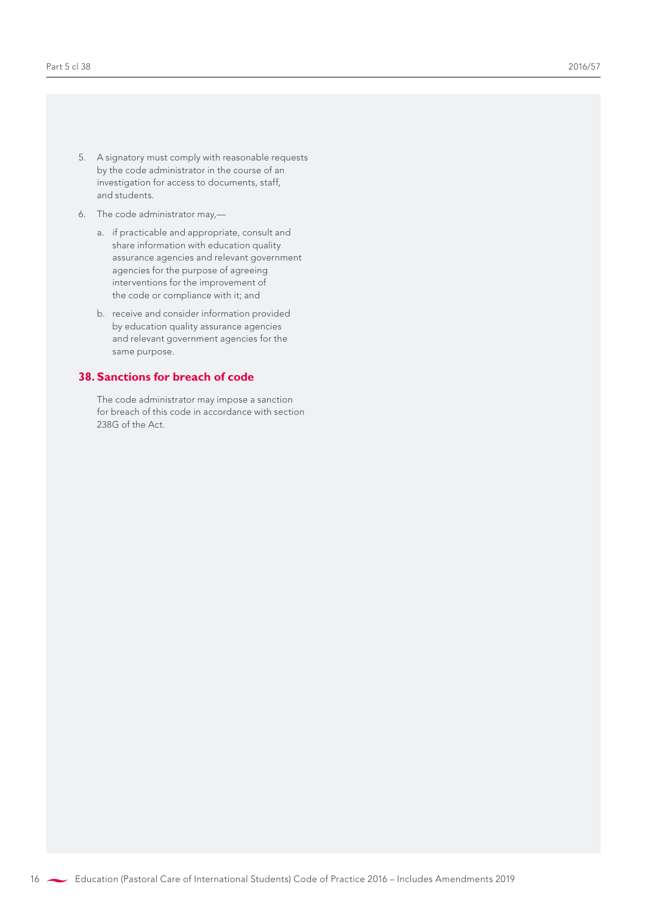5. A signatory must comply with reasonable requests by the code administrator in the course of an investigation for access to documents, staff, and students.

6. The code administrator may,—

   a. if practicable and appropriate, consult and share information with education quality assurance agencies and relevant government agencies for the purpose of agreeing interventions for the improvement of the code or compliance with it; and

   b. receive and consider information provided by education quality assurance agencies and relevant government agencies for the same purpose.

## 38. Sanctions for breach of code

The code administrator may impose a sanction for breach of this code in accordance with section 238G of the Act.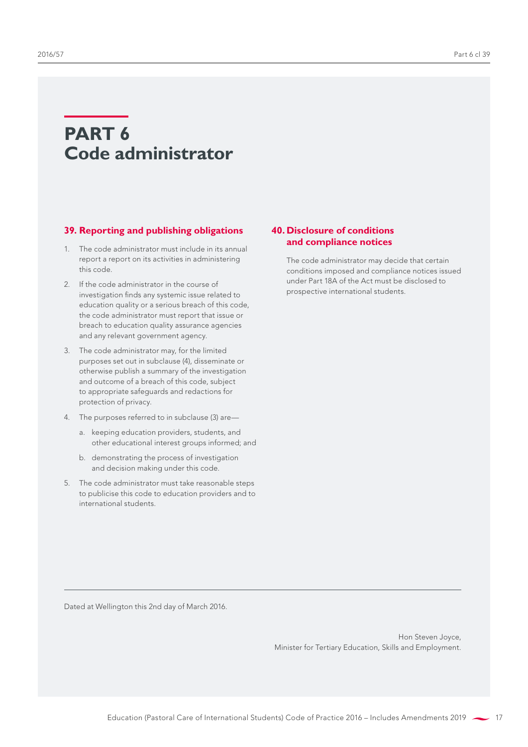# PART 6
# Code administrator

### 39. Reporting and publishing obligations

1. The code administrator must include in its annual report a report on its activities in administering this code.
2. If the code administrator in the course of investigation finds any systemic issue related to education quality or a serious breach of this code, the code administrator must report that issue or breach to education quality assurance agencies and any relevant government agency.
3. The code administrator may, for the limited purposes set out in subclause (4), disseminate or otherwise publish a summary of the investigation and outcome of a breach of this code, subject to appropriate safeguards and redactions for protection of privacy.
4. The purposes referred to in subclause (3) are—
   a. keeping education providers, students, and other educational interest groups informed; and
   b. demonstrating the process of investigation and decision making under this code.
5. The code administrator must take reasonable steps to publicise this code to education providers and to international students.

### 40. Disclosure of conditions and compliance notices

The code administrator may decide that certain conditions imposed and compliance notices issued under Part 18A of the Act must be disclosed to prospective international students.

---

Dated at Wellington this 2nd day of March 2016.

Hon Steven Joyce,
Minister for Tertiary Education, Skills and Employment.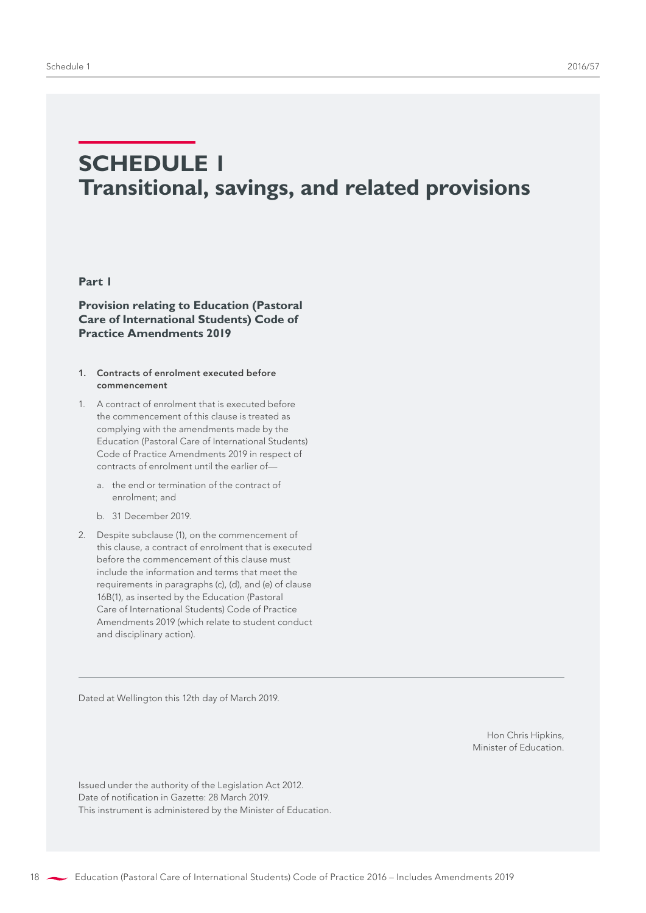# SCHEDULE 1
# Transitional, savings, and related provisions

## Part 1

### Provision relating to Education (Pastoral Care of International Students) Code of Practice Amendments 2019

#### 1. Contracts of enrolment executed before commencement

1. A contract of enrolment that is executed before the commencement of this clause is treated as complying with the amendments made by the Education (Pastoral Care of International Students) Code of Practice Amendments 2019 in respect of contracts of enrolment until the earlier of—

   a. the end or termination of the contract of enrolment; and

   b. 31 December 2019.

2. Despite subclause (1), on the commencement of this clause, a contract of enrolment that is executed before the commencement of this clause must include the information and terms that meet the requirements in paragraphs (c), (d), and (e) of clause 16B(1), as inserted by the Education (Pastoral Care of International Students) Code of Practice Amendments 2019 (which relate to student conduct and disciplinary action).

---

Dated at Wellington this 12th day of March 2019.

Hon Chris Hipkins,
Minister of Education.

Issued under the authority of the Legislation Act 2012.
Date of notification in Gazette: 28 March 2019.
This instrument is administered by the Minister of Education.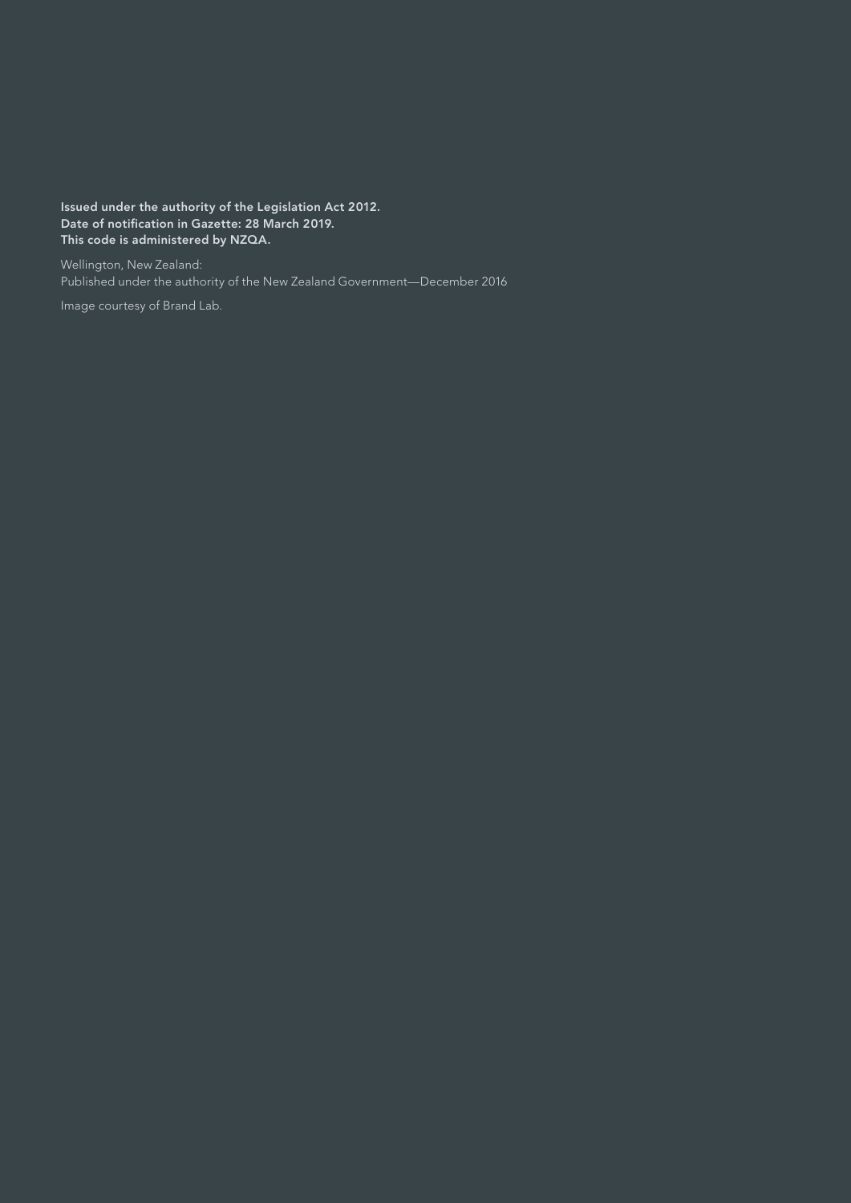**Issued under the authority of the Legislation Act 2012.**
**Date of notification in Gazette: 28 March 2019.**
**This code is administered by NZQA.**

Wellington, New Zealand:
Published under the authority of the New Zealand Government—December 2016

Image courtesy of Brand Lab.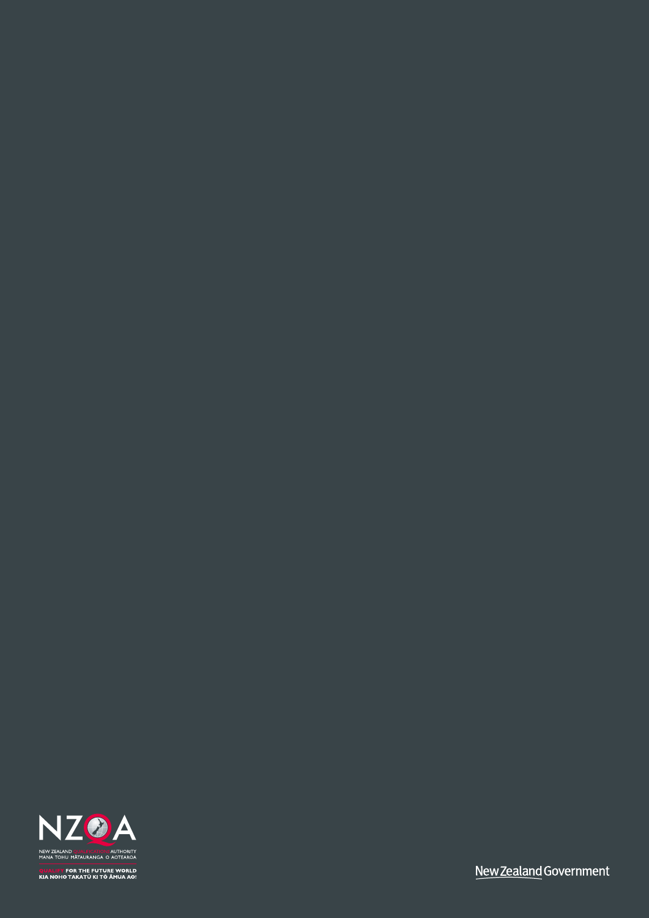NZQA

NEW ZEALAND QUALIFICATIONS AUTHORITY
MANA TOHU MĀTAURANGA O AOTEAROA

QUALIFY FOR THE FUTURE WORLD
KIA NOHO TAKATŪ KI TŌ ĀMUA AO!

New Zealand Government